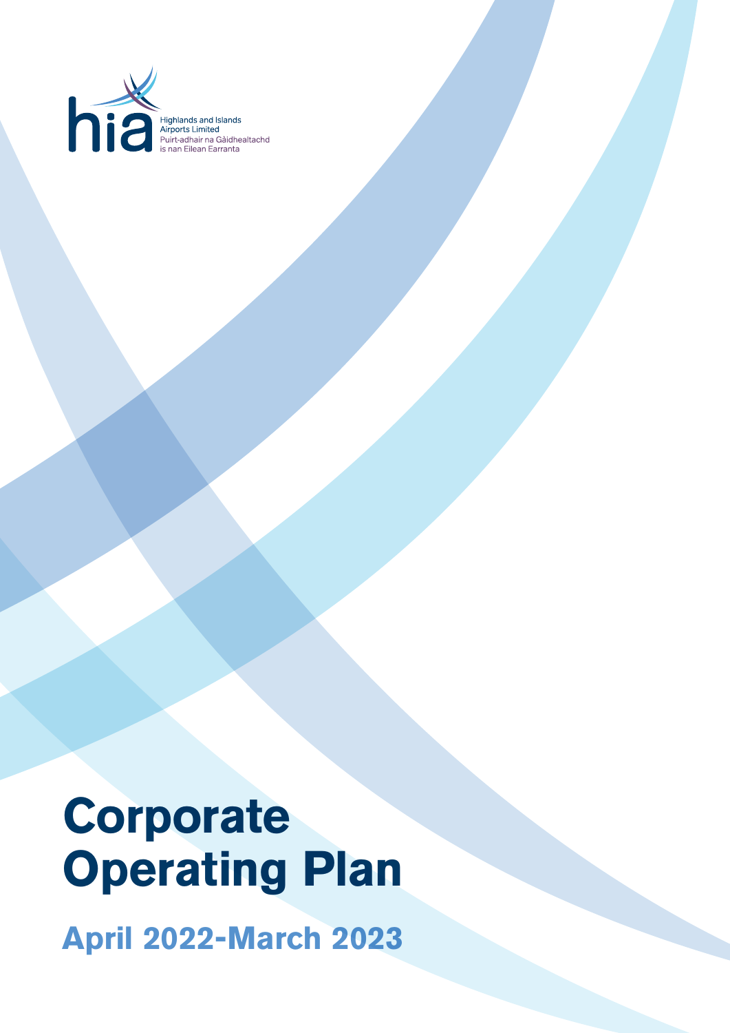hia

Highlands and Islands Airports Limited
Puirt-adhair na Gàidhealtachd is nan Eilean Earranta

# Corporate Operating Plan

## April 2022-March 2023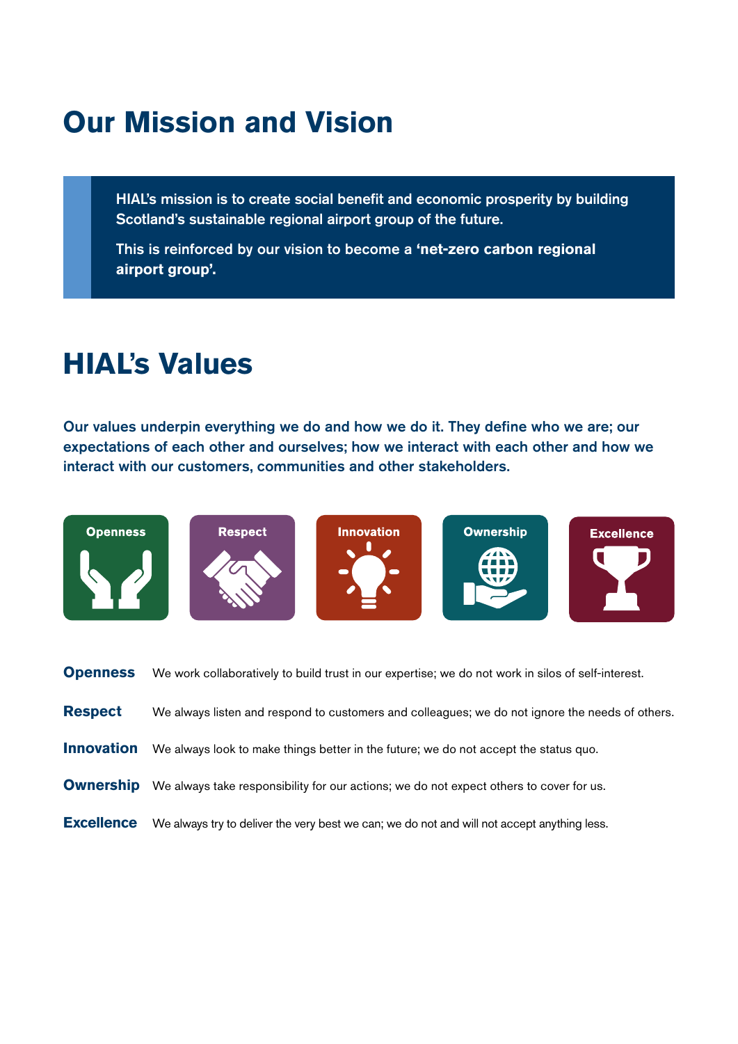# Our Mission and Vision

HIAL's mission is to create social benefit and economic prosperity by building Scotland's sustainable regional airport group of the future.

This is reinforced by our vision to become a **'net-zero carbon regional airport group'.**

# HIAL's Values

**Our values underpin everything we do and how we do it. They define who we are; our expectations of each other and ourselves; how we interact with each other and how we interact with our customers, communities and other stakeholders.**

Openness | Respect | Innovation | Ownership | Excellence

**Openness** We work collaboratively to build trust in our expertise; we do not work in silos of self-interest.

**Respect** We always listen and respond to customers and colleagues; we do not ignore the needs of others.

**Innovation** We always look to make things better in the future; we do not accept the status quo.

**Ownership** We always take responsibility for our actions; we do not expect others to cover for us.

**Excellence** We always try to deliver the very best we can; we do not and will not accept anything less.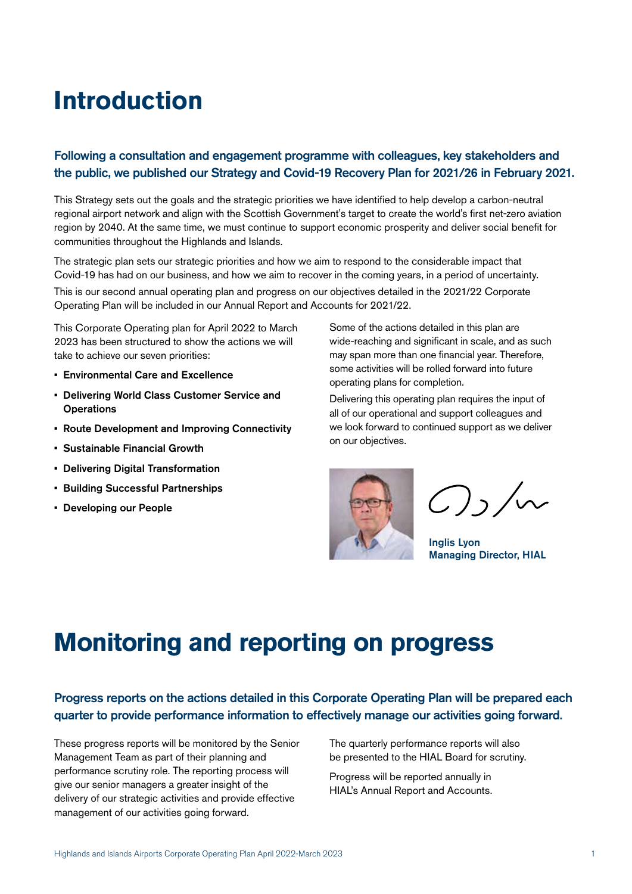# Introduction

**Following a consultation and engagement programme with colleagues, key stakeholders and the public, we published our Strategy and Covid-19 Recovery Plan for 2021/26 in February 2021.**

This Strategy sets out the goals and the strategic priorities we have identified to help develop a carbon-neutral regional airport network and align with the Scottish Government's target to create the world's first net-zero aviation region by 2040. At the same time, we must continue to support economic prosperity and deliver social benefit for communities throughout the Highlands and Islands.

The strategic plan sets our strategic priorities and how we aim to respond to the considerable impact that Covid-19 has had on our business, and how we aim to recover in the coming years, in a period of uncertainty.

This is our second annual operating plan and progress on our objectives detailed in the 2021/22 Corporate Operating Plan will be included in our Annual Report and Accounts for 2021/22.

This Corporate Operating plan for April 2022 to March 2023 has been structured to show the actions we will take to achieve our seven priorities:

- **Environmental Care and Excellence**
- **Delivering World Class Customer Service and Operations**
- **Route Development and Improving Connectivity**
- **Sustainable Financial Growth**
- **Delivering Digital Transformation**
- **Building Successful Partnerships**
- **Developing our People**

Some of the actions detailed in this plan are wide-reaching and significant in scale, and as such may span more than one financial year. Therefore, some activities will be rolled forward into future operating plans for completion.

Delivering this operating plan requires the input of all of our operational and support colleagues and we look forward to continued support as we deliver on our objectives.

**Inglis Lyon**
**Managing Director, HIAL**

# Monitoring and reporting on progress

**Progress reports on the actions detailed in this Corporate Operating Plan will be prepared each quarter to provide performance information to effectively manage our activities going forward.**

These progress reports will be monitored by the Senior Management Team as part of their planning and performance scrutiny role. The reporting process will give our senior managers a greater insight of the delivery of our strategic activities and provide effective management of our activities going forward.

The quarterly performance reports will also be presented to the HIAL Board for scrutiny.

Progress will be reported annually in HIAL's Annual Report and Accounts.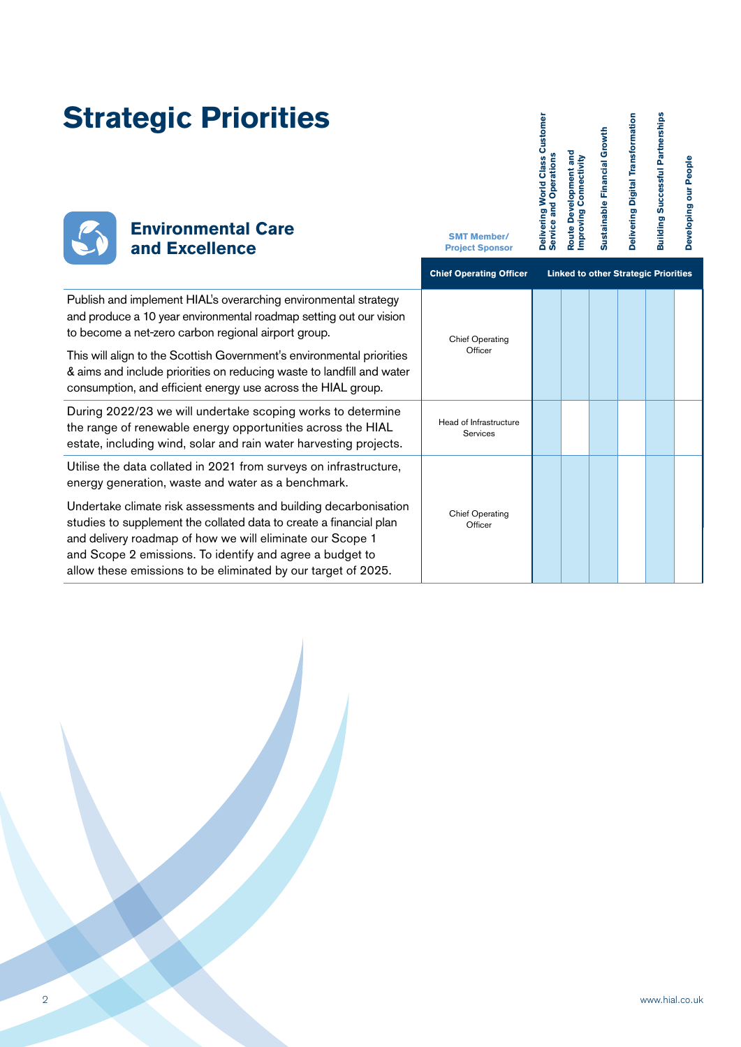# Strategic Priorities

## Environmental Care and Excellence

**Chief Operating Officer**

| | SMT Member/ Project Sponsor | Delivering World Class Customer Service and Operations | Route Development and Improving Connectivity | Sustainable Financial Growth | Delivering Digital Transformation | Building Successful Partnerships | Developing our People |
|---|---|---|---|---|---|---|---|
| | **Chief Operating Officer** | **Linked to other Strategic Priorities** | | | | | |
| Publish and implement HIAL's overarching environmental strategy and produce a 10 year environmental roadmap setting out our vision to become a net-zero carbon regional airport group. This will align to the Scottish Government's environmental priorities & aims and include priorities on reducing waste to landfill and water consumption, and efficient energy use across the HIAL group. | Chief Operating Officer | ● | ● | ● | ● | ● | |
| During 2022/23 we will undertake scoping works to determine the range of renewable energy opportunities across the HIAL estate, including wind, solar and rain water harvesting projects. | Head of Infrastructure Services | ● | | ● | | ● | |
| Utilise the data collated in 2021 from surveys on infrastructure, energy generation, waste and water as a benchmark. Undertake climate risk assessments and building decarbonisation studies to supplement the collated data to create a financial plan and delivery roadmap of how we will eliminate our Scope 1 and Scope 2 emissions. To identify and agree a budget to allow these emissions to be eliminated by our target of 2025. | Chief Operating Officer | ● | ● | ● | | ● | |

www.hial.co.uk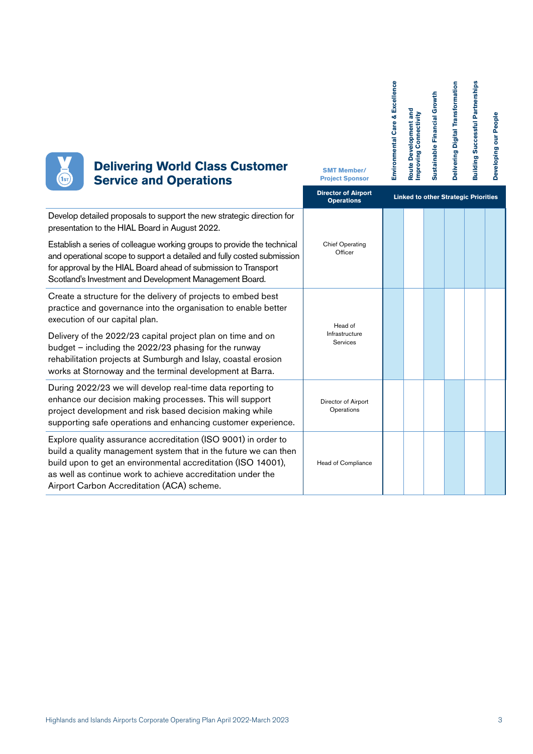## Delivering World Class Customer Service and Operations

| | SMT Member/ Project Sponsor | Environmental Care & Excellence | Route Development and Improving Connectivity | Sustainable Financial Growth | Delivering Digital Transformation | Building Successful Partnerships | Developing our People |
|---|---|---|---|---|---|---|---|
| | **Director of Airport Operations** | **Linked to other Strategic Priorities** | | | | | |
| Develop detailed proposals to support the new strategic direction for presentation to the HIAL Board in August 2022.<br><br>Establish a series of colleague working groups to provide the technical and operational scope to support a detailed and fully costed submission for approval by the HIAL Board ahead of submission to Transport Scotland's Investment and Development Management Board. | Chief Operating Officer | ✓ | | ✓ | ✓ | ✓ | ✓ |
| Create a structure for the delivery of projects to embed best practice and governance into the organisation to enable better execution of our capital plan.<br><br>Delivery of the 2022/23 capital project plan on time and on budget – including the 2022/23 phasing for the runway rehabilitation projects at Sumburgh and Islay, coastal erosion works at Stornoway and the terminal development at Barra. | Head of Infrastructure Services | ✓ | | ✓ | | | |
| During 2022/23 we will develop real-time data reporting to enhance our decision making processes. This will support project development and risk based decision making while supporting safe operations and enhancing customer experience. | Director of Airport Operations | | | | ✓ | | |
| Explore quality assurance accreditation (ISO 9001) in order to build a quality management system that in the future we can then build upon to get an environmental accreditation (ISO 14001), as well as continue work to achieve accreditation under the Airport Carbon Accreditation (ACA) scheme. | Head of Compliance | | | | ✓ | | ✓ |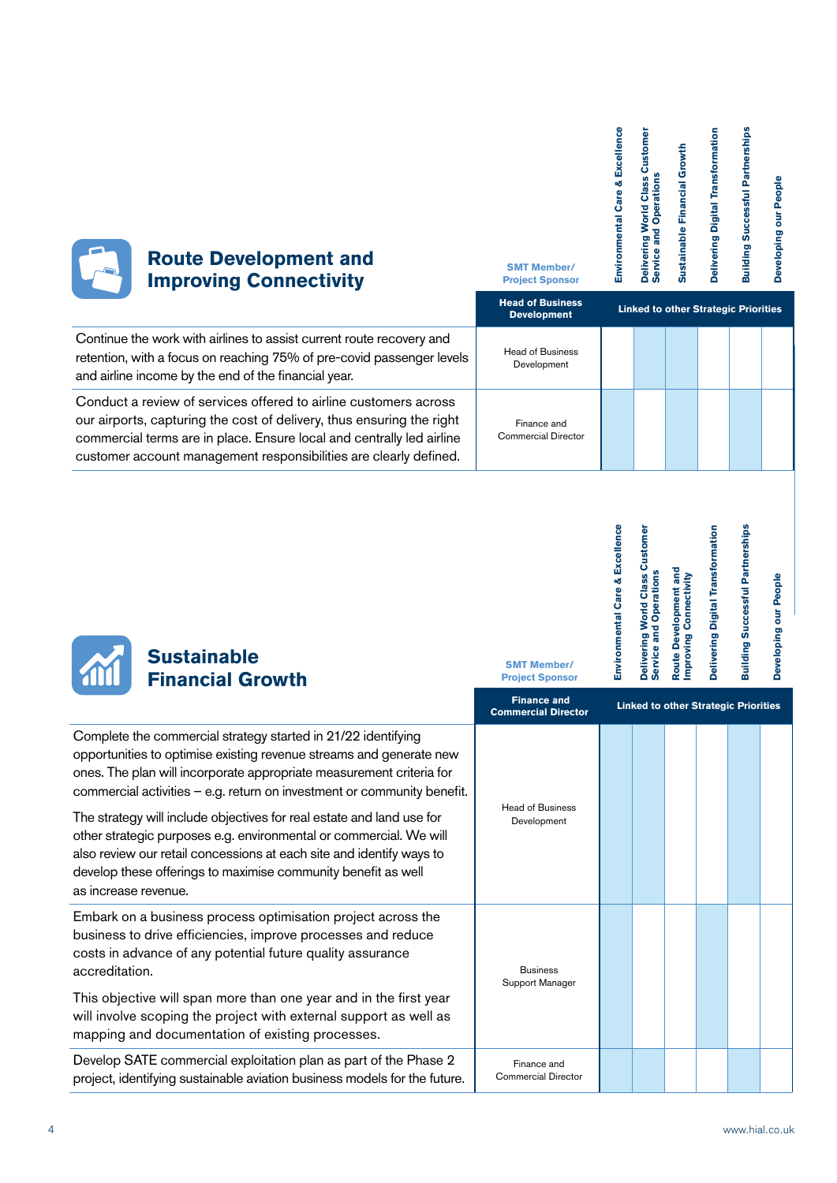## Route Development and Improving Connectivity

| | SMT Member/ Project Sponsor | Environmental Care & Excellence | Delivering World Class Customer Service and Operations | Sustainable Financial Growth | Delivering Digital Transformation | Building Successful Partnerships | Developing our People |
|---|---|---|---|---|---|---|---|
| | **Head of Business Development** | **Linked to other Strategic Priorities** | | | | | |
| Continue the work with airlines to assist current route recovery and retention, with a focus on reaching 75% of pre-covid passenger levels and airline income by the end of the financial year. | Head of Business Development | | ✓ | ✓ | | | |
| Conduct a review of services offered to airline customers across our airports, capturing the cost of delivery, thus ensuring the right commercial terms are in place. Ensure local and centrally led airline customer account management responsibilities are clearly defined. | Finance and Commercial Director | ✓ | | ✓ | | ✓ | |

## Sustainable Financial Growth

| | SMT Member/ Project Sponsor | Environmental Care & Excellence | Delivering World Class Customer Service and Operations | Route Development and Improving Connectivity | Delivering Digital Transformation | Building Successful Partnerships | Developing our People |
|---|---|---|---|---|---|---|---|
| | **Finance and Commercial Director** | **Linked to other Strategic Priorities** | | | | | |
| Complete the commercial strategy started in 21/22 identifying opportunities to optimise existing revenue streams and generate new ones. The plan will incorporate appropriate measurement criteria for commercial activities – e.g. return on investment or community benefit. The strategy will include objectives for real estate and land use for other strategic purposes e.g. environmental or commercial. We will also review our retail concessions at each site and identify ways to develop these offerings to maximise community benefit as well as increase revenue. | Head of Business Development | ✓ | ✓ | | | ✓ | |
| Embark on a business process optimisation project across the business to drive efficiencies, improve processes and reduce costs in advance of any potential future quality assurance accreditation. This objective will span more than one year and in the first year will involve scoping the project with external support as well as mapping and documentation of existing processes. | Business Support Manager | ✓ | | | ✓ | | |
| Develop SATE commercial exploitation plan as part of the Phase 2 project, identifying sustainable aviation business models for the future. | Finance and Commercial Director | ✓ | ✓ | | | ✓ | |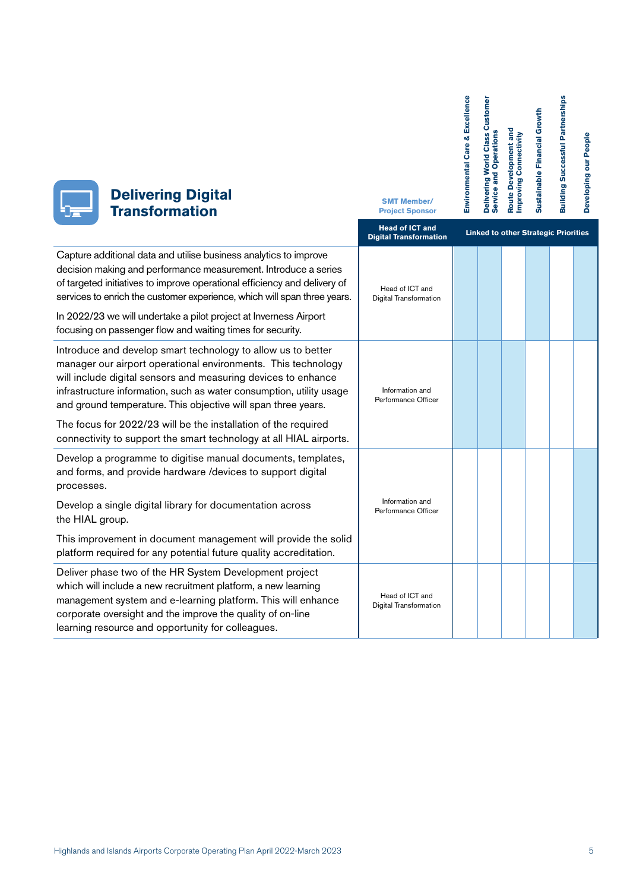## Delivering Digital Transformation

| | SMT Member/ Project Sponsor | Environmental Care & Excellence | Delivering World Class Customer Service and Operations | Route Development and Improving Connectivity | Sustainable Financial Growth | Building Successful Partnerships | Developing our People |
|---|---|---|---|---|---|---|---|
| | **Head of ICT and Digital Transformation** | **Linked to other Strategic Priorities** | | | | | |
| Capture additional data and utilise business analytics to improve decision making and performance measurement. Introduce a series of targeted initiatives to improve operational efficiency and delivery of services to enrich the customer experience, which will span three years.<br><br>In 2022/23 we will undertake a pilot project at Inverness Airport focusing on passenger flow and waiting times for security. | Head of ICT and Digital Transformation | ✓ | ✓ | | ✓ | | ✓ |
| Introduce and develop smart technology to allow us to better manager our airport operational environments. This technology will include digital sensors and measuring devices to enhance infrastructure information, such as water consumption, utility usage and ground temperature. This objective will span three years.<br><br>The focus for 2022/23 will be the installation of the required connectivity to support the smart technology at all HIAL airports. | Information and Performance Officer | ✓ | ✓ | ✓ | | | |
| Develop a programme to digitise manual documents, templates, and forms, and provide hardware /devices to support digital processes.<br><br>Develop a single digital library for documentation across the HIAL group.<br><br>This improvement in document management will provide the solid platform required for any potential future quality accreditation. | Information and Performance Officer | | | | | | ✓ |
| Deliver phase two of the HR System Development project which will include a new recruitment platform, a new learning management system and e-learning platform. This will enhance corporate oversight and the improve the quality of on-line learning resource and opportunity for colleagues. | Head of ICT and Digital Transformation | | | | | | ✓ |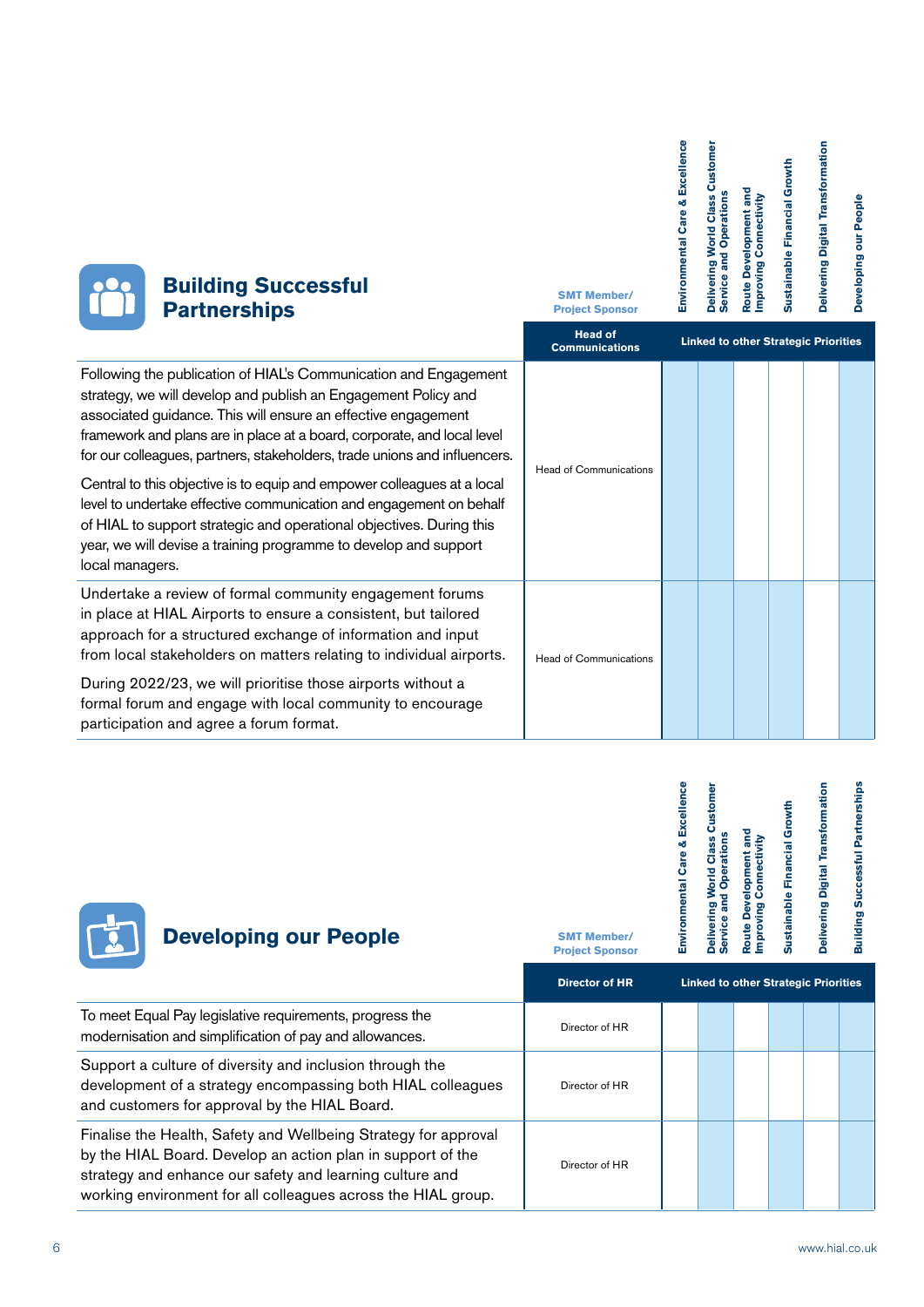## Building Successful Partnerships

| | SMT Member/ Project Sponsor | Environmental Care & Excellence | Delivering World Class Customer Service and Operations | Route Development and Improving Connectivity | Sustainable Financial Growth | Delivering Digital Transformation | Developing our People |
|---|---|---|---|---|---|---|---|
| | **Head of Communications** | **Linked to other Strategic Priorities** | | | | | |
| Following the publication of HIAL's Communication and Engagement strategy, we will develop and publish an Engagement Policy and associated guidance. This will ensure an effective engagement framework and plans are in place at a board, corporate, and local level for our colleagues, partners, stakeholders, trade unions and influencers.<br><br>Central to this objective is to equip and empower colleagues at a local level to undertake effective communication and engagement on behalf of HIAL to support strategic and operational objectives. During this year, we will devise a training programme to develop and support local managers. | Head of Communications | ✓ | ✓ | | | | ✓ |
| Undertake a review of formal community engagement forums in place at HIAL Airports to ensure a consistent, but tailored approach for a structured exchange of information and input from local stakeholders on matters relating to individual airports.<br><br>During 2022/23, we will prioritise those airports without a formal forum and engage with local community to encourage participation and agree a forum format. | Head of Communications | ✓ | ✓ | ✓ | | | ✓ |

## Developing our People

| | SMT Member/ Project Sponsor | Environmental Care & Excellence | Delivering World Class Customer Service and Operations | Route Development and Improving Connectivity | Sustainable Financial Growth | Delivering Digital Transformation | Building Successful Partnerships |
|---|---|---|---|---|---|---|---|
| | **Director of HR** | **Linked to other Strategic Priorities** | | | | | |
| To meet Equal Pay legislative requirements, progress the modernisation and simplification of pay and allowances. | Director of HR | | ✓ | | ✓ | ✓ | ✓ |
| Support a culture of diversity and inclusion through the development of a strategy encompassing both HIAL colleagues and customers for approval by the HIAL Board. | Director of HR | | ✓ | | | | ✓ |
| Finalise the Health, Safety and Wellbeing Strategy for approval by the HIAL Board. Develop an action plan in support of the strategy and enhance our safety and learning culture and working environment for all colleagues across the HIAL group. | Director of HR | | ✓ | | ✓ | | ✓ |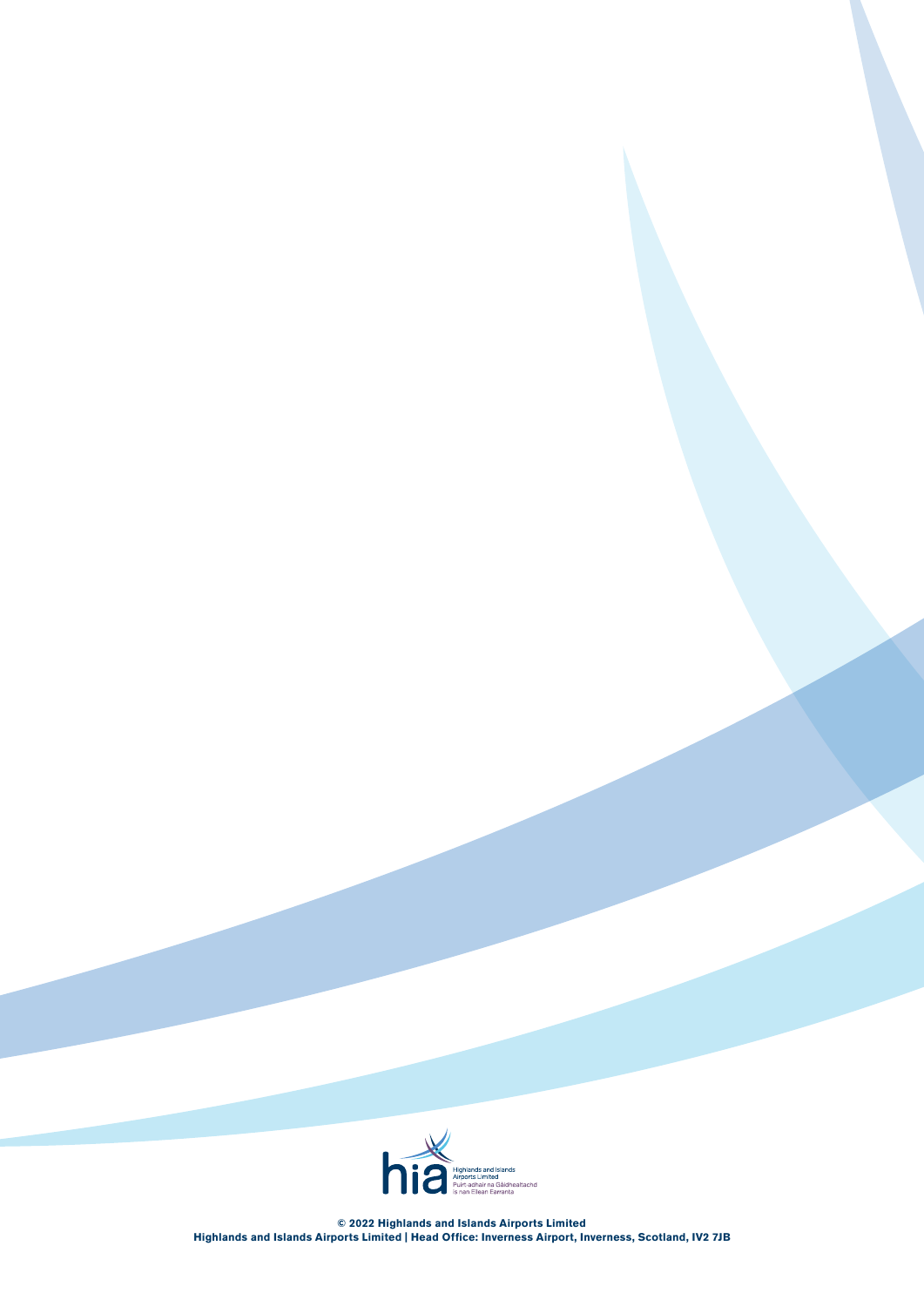Highlands and Islands
Airports Limited
Puirt-adhair na Gàidhealtachd
is nan Eilean Earranta

© 2022 Highlands and Islands Airports Limited
Highlands and Islands Airports Limited | Head Office: Inverness Airport, Inverness, Scotland, IV2 7JB